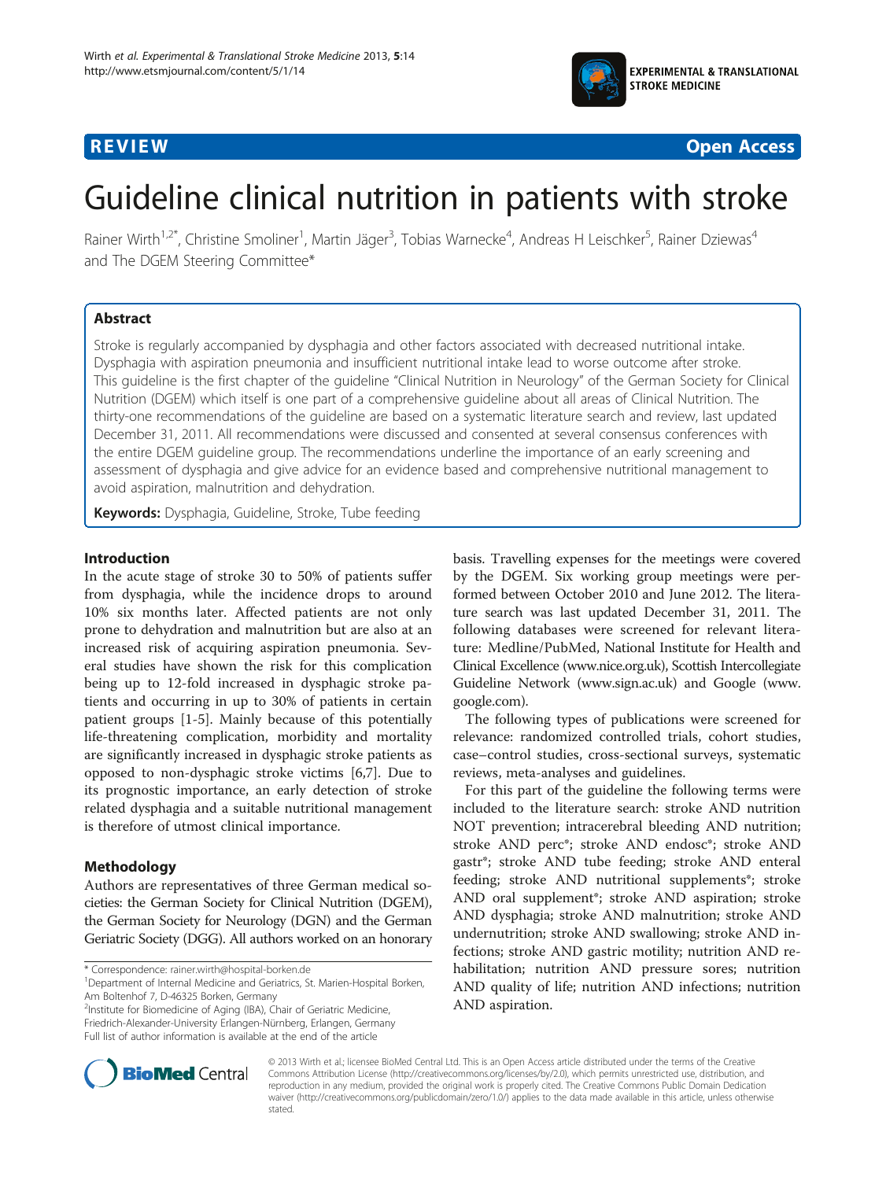REVIEW Open Access

# Guideline clinical nutrition in patients with stroke

Rainer Wirth[1,2*], Christine Smoliner[1], Martin Jäger[3], Tobias Warnecke[4], Andreas H Leischker[5], Rainer Dziewas[4] and The DGEM Steering Committee*

## Abstract

Stroke is regularly accompanied by dysphagia and other factors associated with decreased nutritional intake. Dysphagia with aspiration pneumonia and insufficient nutritional intake lead to worse outcome after stroke. This guideline is the first chapter of the guideline "Clinical Nutrition in Neurology" of the German Society for Clinical Nutrition (DGEM) which itself is one part of a comprehensive guideline about all areas of Clinical Nutrition. The thirty-one recommendations of the guideline are based on a systematic literature search and review, last updated December 31, 2011. All recommendations were discussed and consented at several consensus conferences with the entire DGEM guideline group. The recommendations underline the importance of an early screening and assessment of dysphagia and give advice for an evidence based and comprehensive nutritional management to avoid aspiration, malnutrition and dehydration.

**Keywords:** Dysphagia, Guideline, Stroke, Tube feeding

## Introduction

In the acute stage of stroke 30 to 50% of patients suffer from dysphagia, while the incidence drops to around 10% six months later. Affected patients are not only prone to dehydration and malnutrition but are also at an increased risk of acquiring aspiration pneumonia. Several studies have shown the risk for this complication being up to 12-fold increased in dysphagic stroke patients and occurring in up to 30% of patients in certain patient groups [1-5]. Mainly because of this potentially life-threatening complication, morbidity and mortality are significantly increased in dysphagic stroke patients as opposed to non-dysphagic stroke victims [6,7]. Due to its prognostic importance, an early detection of stroke related dysphagia and a suitable nutritional management is therefore of utmost clinical importance.

## Methodology

Authors are representatives of three German medical societies: the German Society for Clinical Nutrition (DGEM), the German Society for Neurology (DGN) and the German Geriatric Society (DGG). All authors worked on an honorary basis. Travelling expenses for the meetings were covered by the DGEM. Six working group meetings were performed between October 2010 and June 2012. The literature search was last updated December 31, 2011. The following databases were screened for relevant literature: Medline/PubMed, National Institute for Health and Clinical Excellence (www.nice.org.uk), Scottish Intercollegiate Guideline Network (www.sign.ac.uk) and Google (www.google.com).

The following types of publications were screened for relevance: randomized controlled trials, cohort studies, case–control studies, cross-sectional surveys, systematic reviews, meta-analyses and guidelines.

For this part of the guideline the following terms were included to the literature search: stroke AND nutrition NOT prevention; intracerebral bleeding AND nutrition; stroke AND perc*; stroke AND endosc*; stroke AND gastr*; stroke AND tube feeding; stroke AND enteral feeding; stroke AND nutritional supplements*; stroke AND oral supplement*; stroke AND aspiration; stroke AND dysphagia; stroke AND malnutrition; stroke AND undernutrition; stroke AND swallowing; stroke AND infections; stroke AND gastric motility; nutrition AND rehabilitation; nutrition AND pressure sores; nutrition AND quality of life; nutrition AND infections; nutrition AND aspiration.

* Correspondence: rainer.wirth@hospital-borken.de
[1]Department of Internal Medicine and Geriatrics, St. Marien-Hospital Borken, Am Boltenhof 7, D-46325 Borken, Germany
[2]Institute for Biomedicine of Aging (IBA), Chair of Geriatric Medicine, Friedrich-Alexander-University Erlangen-Nürnberg, Erlangen, Germany
Full list of author information is available at the end of the article

© 2013 Wirth et al.; licensee BioMed Central Ltd. This is an Open Access article distributed under the terms of the Creative Commons Attribution License (http://creativecommons.org/licenses/by/2.0), which permits unrestricted use, distribution, and reproduction in any medium, provided the original work is properly cited. The Creative Commons Public Domain Dedication waiver (http://creativecommons.org/publicdomain/zero/1.0/) applies to the data made available in this article, unless otherwise stated.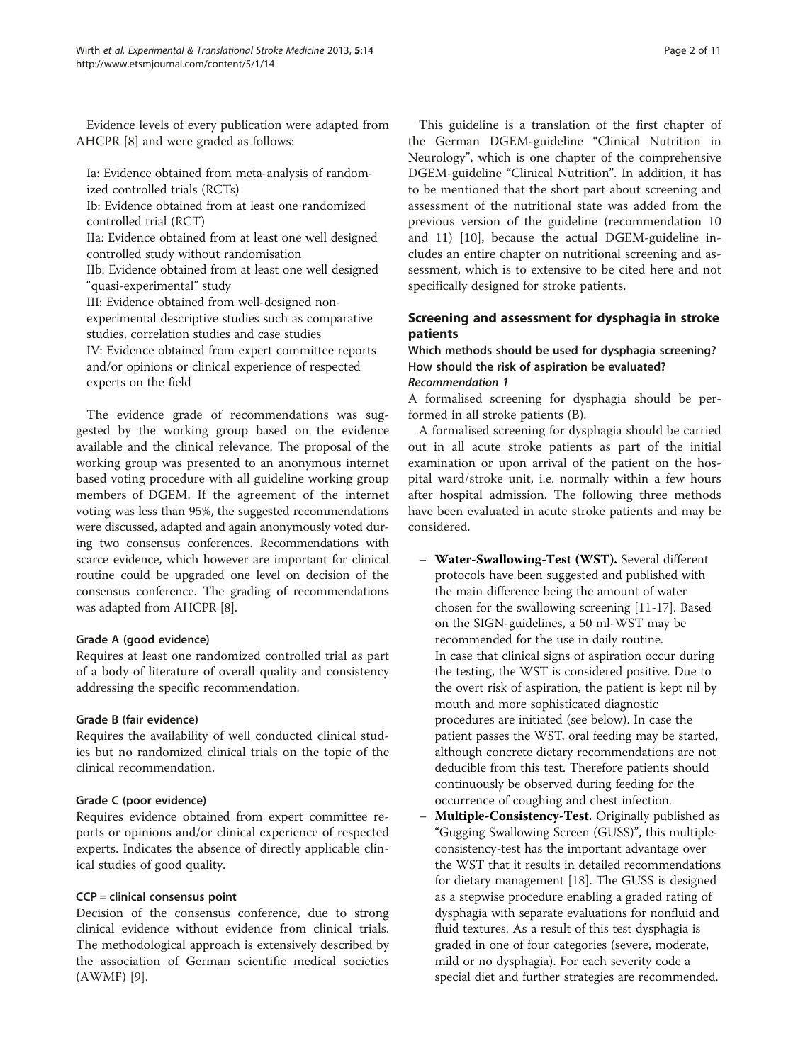Evidence levels of every publication were adapted from AHCPR [8] and were graded as follows:

Ia: Evidence obtained from meta-analysis of randomized controlled trials (RCTs)
Ib: Evidence obtained from at least one randomized controlled trial (RCT)
IIa: Evidence obtained from at least one well designed controlled study without randomisation
IIb: Evidence obtained from at least one well designed "quasi-experimental" study
III: Evidence obtained from well-designed non-experimental descriptive studies such as comparative studies, correlation studies and case studies
IV: Evidence obtained from expert committee reports and/or opinions or clinical experience of respected experts on the field

The evidence grade of recommendations was suggested by the working group based on the evidence available and the clinical relevance. The proposal of the working group was presented to an anonymous internet based voting procedure with all guideline working group members of DGEM. If the agreement of the internet voting was less than 95%, the suggested recommendations were discussed, adapted and again anonymously voted during two consensus conferences. Recommendations with scarce evidence, which however are important for clinical routine could be upgraded one level on decision of the consensus conference. The grading of recommendations was adapted from AHCPR [8].

#### Grade A (good evidence)

Requires at least one randomized controlled trial as part of a body of literature of overall quality and consistency addressing the specific recommendation.

#### Grade B (fair evidence)

Requires the availability of well conducted clinical studies but no randomized clinical trials on the topic of the clinical recommendation.

#### Grade C (poor evidence)

Requires evidence obtained from expert committee reports or opinions and/or clinical experience of respected experts. Indicates the absence of directly applicable clinical studies of good quality.

#### CCP = clinical consensus point

Decision of the consensus conference, due to strong clinical evidence without evidence from clinical trials. The methodological approach is extensively described by the association of German scientific medical societies (AWMF) [9].

This guideline is a translation of the first chapter of the German DGEM-guideline "Clinical Nutrition in Neurology", which is one chapter of the comprehensive DGEM-guideline "Clinical Nutrition". In addition, it has to be mentioned that the short part about screening and assessment of the nutritional state was added from the previous version of the guideline (recommendation 10 and 11) [10], because the actual DGEM-guideline includes an entire chapter on nutritional screening and assessment, which is to extensive to be cited here and not specifically designed for stroke patients.

## Screening and assessment for dysphagia in stroke patients

### Which methods should be used for dysphagia screening? How should the risk of aspiration be evaluated?

#### *Recommendation 1*

A formalised screening for dysphagia should be performed in all stroke patients (B).

A formalised screening for dysphagia should be carried out in all acute stroke patients as part of the initial examination or upon arrival of the patient on the hospital ward/stroke unit, i.e. normally within a few hours after hospital admission. The following three methods have been evaluated in acute stroke patients and may be considered.

- **Water-Swallowing-Test (WST).** Several different protocols have been suggested and published with the main difference being the amount of water chosen for the swallowing screening [11-17]. Based on the SIGN-guidelines, a 50 ml-WST may be recommended for the use in daily routine.
  In case that clinical signs of aspiration occur during the testing, the WST is considered positive. Due to the overt risk of aspiration, the patient is kept nil by mouth and more sophisticated diagnostic procedures are initiated (see below). In case the patient passes the WST, oral feeding may be started, although concrete dietary recommendations are not deducible from this test. Therefore patients should continuously be observed during feeding for the occurrence of coughing and chest infection.
- **Multiple-Consistency-Test.** Originally published as "Gugging Swallowing Screen (GUSS)", this multiple-consistency-test has the important advantage over the WST that it results in detailed recommendations for dietary management [18]. The GUSS is designed as a stepwise procedure enabling a graded rating of dysphagia with separate evaluations for nonfluid and fluid textures. As a result of this test dysphagia is graded in one of four categories (severe, moderate, mild or no dysphagia). For each severity code a special diet and further strategies are recommended.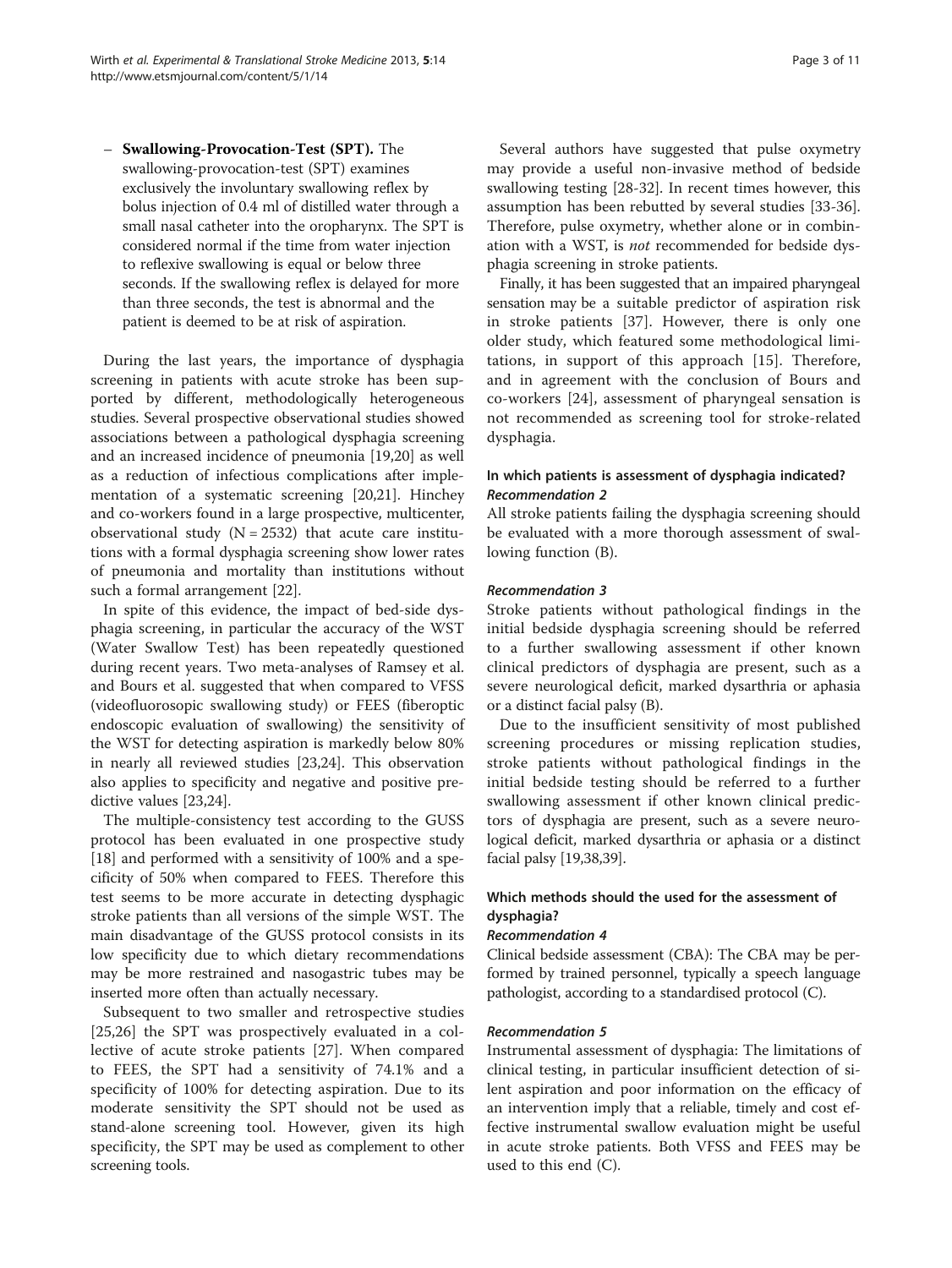– **Swallowing-Provocation-Test (SPT).** The swallowing-provocation-test (SPT) examines exclusively the involuntary swallowing reflex by bolus injection of 0.4 ml of distilled water through a small nasal catheter into the oropharynx. The SPT is considered normal if the time from water injection to reflexive swallowing is equal or below three seconds. If the swallowing reflex is delayed for more than three seconds, the test is abnormal and the patient is deemed to be at risk of aspiration.

During the last years, the importance of dysphagia screening in patients with acute stroke has been supported by different, methodologically heterogeneous studies. Several prospective observational studies showed associations between a pathological dysphagia screening and an increased incidence of pneumonia [19,20] as well as a reduction of infectious complications after implementation of a systematic screening [20,21]. Hinchey and co-workers found in a large prospective, multicenter, observational study (N = 2532) that acute care institutions with a formal dysphagia screening show lower rates of pneumonia and mortality than institutions without such a formal arrangement [22].

In spite of this evidence, the impact of bed-side dysphagia screening, in particular the accuracy of the WST (Water Swallow Test) has been repeatedly questioned during recent years. Two meta-analyses of Ramsey et al. and Bours et al. suggested that when compared to VFSS (videofluorosopic swallowing study) or FEES (fiberoptic endoscopic evaluation of swallowing) the sensitivity of the WST for detecting aspiration is markedly below 80% in nearly all reviewed studies [23,24]. This observation also applies to specificity and negative and positive predictive values [23,24].

The multiple-consistency test according to the GUSS protocol has been evaluated in one prospective study [18] and performed with a sensitivity of 100% and a specificity of 50% when compared to FEES. Therefore this test seems to be more accurate in detecting dysphagic stroke patients than all versions of the simple WST. The main disadvantage of the GUSS protocol consists in its low specificity due to which dietary recommendations may be more restrained and nasogastric tubes may be inserted more often than actually necessary.

Subsequent to two smaller and retrospective studies [25,26] the SPT was prospectively evaluated in a collective of acute stroke patients [27]. When compared to FEES, the SPT had a sensitivity of 74.1% and a specificity of 100% for detecting aspiration. Due to its moderate sensitivity the SPT should not be used as stand-alone screening tool. However, given its high specificity, the SPT may be used as complement to other screening tools.

Several authors have suggested that pulse oxymetry may provide a useful non-invasive method of bedside swallowing testing [28-32]. In recent times however, this assumption has been rebutted by several studies [33-36]. Therefore, pulse oxymetry, whether alone or in combination with a WST, is *not* recommended for bedside dysphagia screening in stroke patients.

Finally, it has been suggested that an impaired pharyngeal sensation may be a suitable predictor of aspiration risk in stroke patients [37]. However, there is only one older study, which featured some methodological limitations, in support of this approach [15]. Therefore, and in agreement with the conclusion of Bours and co-workers [24], assessment of pharyngeal sensation is not recommended as screening tool for stroke-related dysphagia.

### In which patients is assessment of dysphagia indicated?

#### *Recommendation 2*

All stroke patients failing the dysphagia screening should be evaluated with a more thorough assessment of swallowing function (B).

#### *Recommendation 3*

Stroke patients without pathological findings in the initial bedside dysphagia screening should be referred to a further swallowing assessment if other known clinical predictors of dysphagia are present, such as a severe neurological deficit, marked dysarthria or aphasia or a distinct facial palsy (B).

Due to the insufficient sensitivity of most published screening procedures or missing replication studies, stroke patients without pathological findings in the initial bedside testing should be referred to a further swallowing assessment if other known clinical predictors of dysphagia are present, such as a severe neurological deficit, marked dysarthria or aphasia or a distinct facial palsy [19,38,39].

### Which methods should the used for the assessment of dysphagia?

#### *Recommendation 4*

Clinical bedside assessment (CBA): The CBA may be performed by trained personnel, typically a speech language pathologist, according to a standardised protocol (C).

#### *Recommendation 5*

Instrumental assessment of dysphagia: The limitations of clinical testing, in particular insufficient detection of silent aspiration and poor information on the efficacy of an intervention imply that a reliable, timely and cost effective instrumental swallow evaluation might be useful in acute stroke patients. Both VFSS and FEES may be used to this end (C).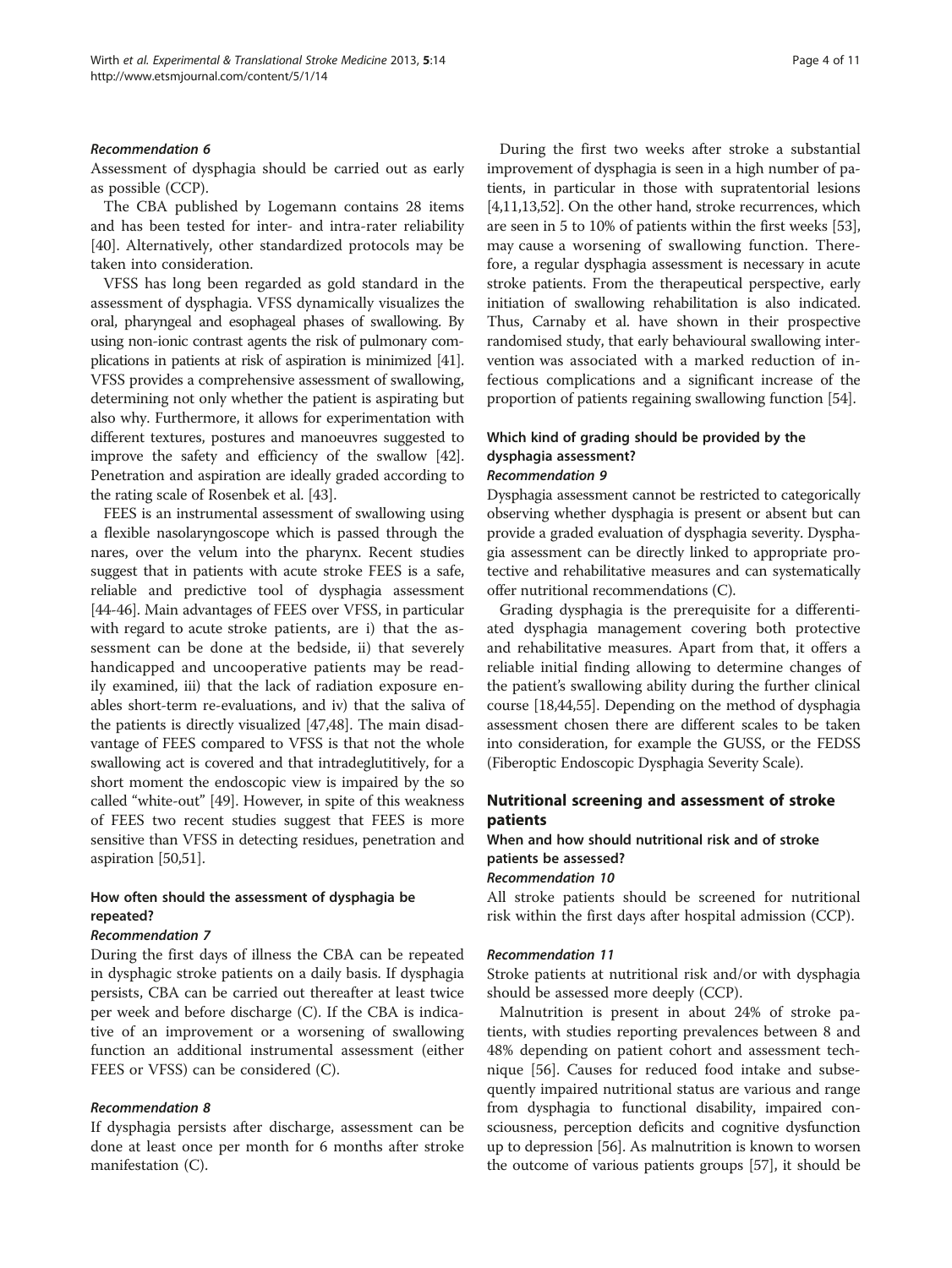#### *Recommendation 6*

Assessment of dysphagia should be carried out as early as possible (CCP).

The CBA published by Logemann contains 28 items and has been tested for inter- and intra-rater reliability [40]. Alternatively, other standardized protocols may be taken into consideration.

VFSS has long been regarded as gold standard in the assessment of dysphagia. VFSS dynamically visualizes the oral, pharyngeal and esophageal phases of swallowing. By using non-ionic contrast agents the risk of pulmonary complications in patients at risk of aspiration is minimized [41]. VFSS provides a comprehensive assessment of swallowing, determining not only whether the patient is aspirating but also why. Furthermore, it allows for experimentation with different textures, postures and manoeuvres suggested to improve the safety and efficiency of the swallow [42]. Penetration and aspiration are ideally graded according to the rating scale of Rosenbek et al. [43].

FEES is an instrumental assessment of swallowing using a flexible nasolaryngoscope which is passed through the nares, over the velum into the pharynx. Recent studies suggest that in patients with acute stroke FEES is a safe, reliable and predictive tool of dysphagia assessment [44-46]. Main advantages of FEES over VFSS, in particular with regard to acute stroke patients, are i) that the assessment can be done at the bedside, ii) that severely handicapped and uncooperative patients may be readily examined, iii) that the lack of radiation exposure enables short-term re-evaluations, and iv) that the saliva of the patients is directly visualized [47,48]. The main disadvantage of FEES compared to VFSS is that not the whole swallowing act is covered and that intradeglutitively, for a short moment the endoscopic view is impaired by the so called "white-out" [49]. However, in spite of this weakness of FEES two recent studies suggest that FEES is more sensitive than VFSS in detecting residues, penetration and aspiration [50,51].

### How often should the assessment of dysphagia be repeated?

#### *Recommendation 7*

During the first days of illness the CBA can be repeated in dysphagic stroke patients on a daily basis. If dysphagia persists, CBA can be carried out thereafter at least twice per week and before discharge (C). If the CBA is indicative of an improvement or a worsening of swallowing function an additional instrumental assessment (either FEES or VFSS) can be considered (C).

#### *Recommendation 8*

If dysphagia persists after discharge, assessment can be done at least once per month for 6 months after stroke manifestation (C).

During the first two weeks after stroke a substantial improvement of dysphagia is seen in a high number of patients, in particular in those with supratentorial lesions [4,11,13,52]. On the other hand, stroke recurrences, which are seen in 5 to 10% of patients within the first weeks [53], may cause a worsening of swallowing function. Therefore, a regular dysphagia assessment is necessary in acute stroke patients. From the therapeutical perspective, early initiation of swallowing rehabilitation is also indicated. Thus, Carnaby et al. have shown in their prospective randomised study, that early behavioural swallowing intervention was associated with a marked reduction of infectious complications and a significant increase of the proportion of patients regaining swallowing function [54].

### Which kind of grading should be provided by the dysphagia assessment?

#### *Recommendation 9*

Dysphagia assessment cannot be restricted to categorically observing whether dysphagia is present or absent but can provide a graded evaluation of dysphagia severity. Dysphagia assessment can be directly linked to appropriate protective and rehabilitative measures and can systematically offer nutritional recommendations (C).

Grading dysphagia is the prerequisite for a differentiated dysphagia management covering both protective and rehabilitative measures. Apart from that, it offers a reliable initial finding allowing to determine changes of the patient's swallowing ability during the further clinical course [18,44,55]. Depending on the method of dysphagia assessment chosen there are different scales to be taken into consideration, for example the GUSS, or the FEDSS (Fiberoptic Endoscopic Dysphagia Severity Scale).

## Nutritional screening and assessment of stroke patients

### When and how should nutritional risk and of stroke patients be assessed?

#### *Recommendation 10*

All stroke patients should be screened for nutritional risk within the first days after hospital admission (CCP).

#### *Recommendation 11*

Stroke patients at nutritional risk and/or with dysphagia should be assessed more deeply (CCP).

Malnutrition is present in about 24% of stroke patients, with studies reporting prevalences between 8 and 48% depending on patient cohort and assessment technique [56]. Causes for reduced food intake and subsequently impaired nutritional status are various and range from dysphagia to functional disability, impaired consciousness, perception deficits and cognitive dysfunction up to depression [56]. As malnutrition is known to worsen the outcome of various patients groups [57], it should be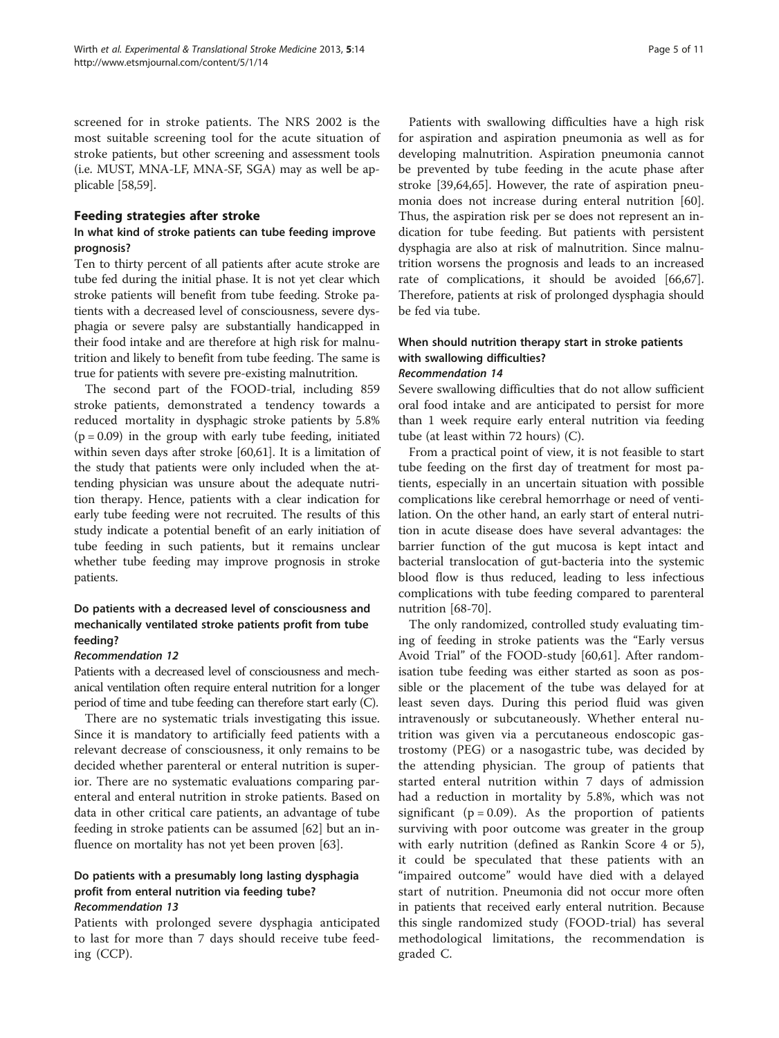screened for in stroke patients. The NRS 2002 is the most suitable screening tool for the acute situation of stroke patients, but other screening and assessment tools (i.e. MUST, MNA-LF, MNA-SF, SGA) may as well be applicable [58,59].

## Feeding strategies after stroke

### In what kind of stroke patients can tube feeding improve prognosis?

Ten to thirty percent of all patients after acute stroke are tube fed during the initial phase. It is not yet clear which stroke patients will benefit from tube feeding. Stroke patients with a decreased level of consciousness, severe dysphagia or severe palsy are substantially handicapped in their food intake and are therefore at high risk for malnutrition and likely to benefit from tube feeding. The same is true for patients with severe pre-existing malnutrition.

The second part of the FOOD-trial, including 859 stroke patients, demonstrated a tendency towards a reduced mortality in dysphagic stroke patients by 5.8% ($p = 0.09$) in the group with early tube feeding, initiated within seven days after stroke [60,61]. It is a limitation of the study that patients were only included when the attending physician was unsure about the adequate nutrition therapy. Hence, patients with a clear indication for early tube feeding were not recruited. The results of this study indicate a potential benefit of an early initiation of tube feeding in such patients, but it remains unclear whether tube feeding may improve prognosis in stroke patients.

### Do patients with a decreased level of consciousness and mechanically ventilated stroke patients profit from tube feeding?

*Recommendation 12*

Patients with a decreased level of consciousness and mechanical ventilation often require enteral nutrition for a longer period of time and tube feeding can therefore start early (C).

There are no systematic trials investigating this issue. Since it is mandatory to artificially feed patients with a relevant decrease of consciousness, it only remains to be decided whether parenteral or enteral nutrition is superior. There are no systematic evaluations comparing parenteral and enteral nutrition in stroke patients. Based on data in other critical care patients, an advantage of tube feeding in stroke patients can be assumed [62] but an influence on mortality has not yet been proven [63].

### Do patients with a presumably long lasting dysphagia profit from enteral nutrition via feeding tube?

*Recommendation 13*

Patients with prolonged severe dysphagia anticipated to last for more than 7 days should receive tube feeding (CCP).

Patients with swallowing difficulties have a high risk for aspiration and aspiration pneumonia as well as for developing malnutrition. Aspiration pneumonia cannot be prevented by tube feeding in the acute phase after stroke [39,64,65]. However, the rate of aspiration pneumonia does not increase during enteral nutrition [60]. Thus, the aspiration risk per se does not represent an indication for tube feeding. But patients with persistent dysphagia are also at risk of malnutrition. Since malnutrition worsens the prognosis and leads to an increased rate of complications, it should be avoided [66,67]. Therefore, patients at risk of prolonged dysphagia should be fed via tube.

### When should nutrition therapy start in stroke patients with swallowing difficulties?

*Recommendation 14*

Severe swallowing difficulties that do not allow sufficient oral food intake and are anticipated to persist for more than 1 week require early enteral nutrition via feeding tube (at least within 72 hours) (C).

From a practical point of view, it is not feasible to start tube feeding on the first day of treatment for most patients, especially in an uncertain situation with possible complications like cerebral hemorrhage or need of ventilation. On the other hand, an early start of enteral nutrition in acute disease does have several advantages: the barrier function of the gut mucosa is kept intact and bacterial translocation of gut-bacteria into the systemic blood flow is thus reduced, leading to less infectious complications with tube feeding compared to parenteral nutrition [68-70].

The only randomized, controlled study evaluating timing of feeding in stroke patients was the "Early versus Avoid Trial" of the FOOD-study [60,61]. After randomisation tube feeding was either started as soon as possible or the placement of the tube was delayed for at least seven days. During this period fluid was given intravenously or subcutaneously. Whether enteral nutrition was given via a percutaneous endoscopic gastrostomy (PEG) or a nasogastric tube, was decided by the attending physician. The group of patients that started enteral nutrition within 7 days of admission had a reduction in mortality by 5.8%, which was not significant ($p = 0.09$). As the proportion of patients surviving with poor outcome was greater in the group with early nutrition (defined as Rankin Score 4 or 5), it could be speculated that these patients with an "impaired outcome" would have died with a delayed start of nutrition. Pneumonia did not occur more often in patients that received early enteral nutrition. Because this single randomized study (FOOD-trial) has several methodological limitations, the recommendation is graded C.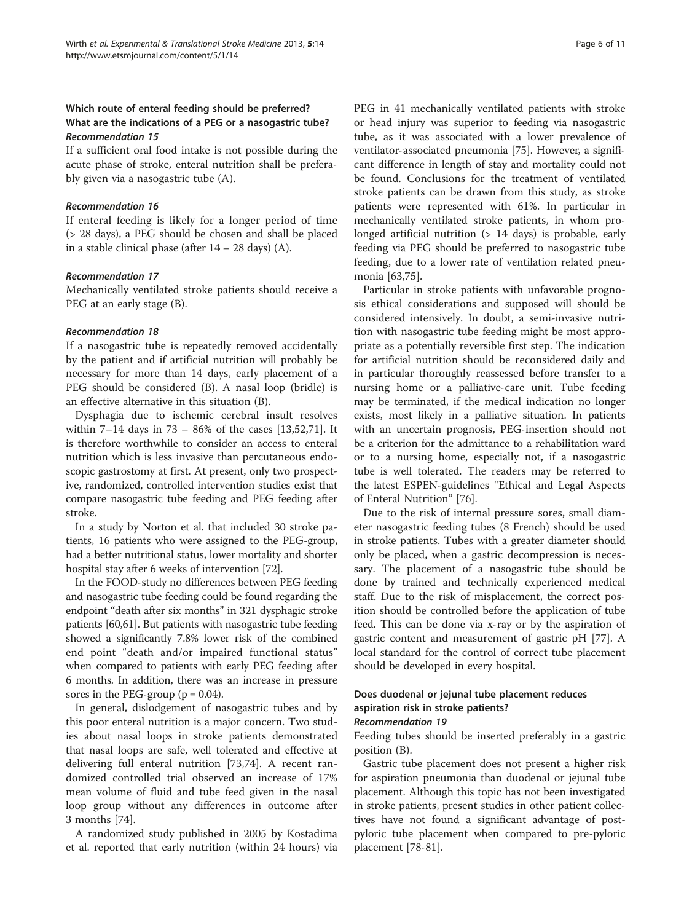### Which route of enteral feeding should be preferred? What are the indications of a PEG or a nasogastric tube?

#### *Recommendation 15*

If a sufficient oral food intake is not possible during the acute phase of stroke, enteral nutrition shall be preferably given via a nasogastric tube (A).

#### *Recommendation 16*

If enteral feeding is likely for a longer period of time (> 28 days), a PEG should be chosen and shall be placed in a stable clinical phase (after 14 – 28 days) (A).

#### *Recommendation 17*

Mechanically ventilated stroke patients should receive a PEG at an early stage (B).

#### *Recommendation 18*

If a nasogastric tube is repeatedly removed accidentally by the patient and if artificial nutrition will probably be necessary for more than 14 days, early placement of a PEG should be considered (B). A nasal loop (bridle) is an effective alternative in this situation (B).

Dysphagia due to ischemic cerebral insult resolves within 7–14 days in 73 – 86% of the cases [13,52,71]. It is therefore worthwhile to consider an access to enteral nutrition which is less invasive than percutaneous endoscopic gastrostomy at first. At present, only two prospective, randomized, controlled intervention studies exist that compare nasogastric tube feeding and PEG feeding after stroke.

In a study by Norton et al. that included 30 stroke patients, 16 patients who were assigned to the PEG-group, had a better nutritional status, lower mortality and shorter hospital stay after 6 weeks of intervention [72].

In the FOOD-study no differences between PEG feeding and nasogastric tube feeding could be found regarding the endpoint "death after six months" in 321 dysphagic stroke patients [60,61]. But patients with nasogastric tube feeding showed a significantly 7.8% lower risk of the combined end point "death and/or impaired functional status" when compared to patients with early PEG feeding after 6 months. In addition, there was an increase in pressure sores in the PEG-group ($p = 0.04$).

In general, dislodgement of nasogastric tubes and by this poor enteral nutrition is a major concern. Two studies about nasal loops in stroke patients demonstrated that nasal loops are safe, well tolerated and effective at delivering full enteral nutrition [73,74]. A recent randomized controlled trial observed an increase of 17% mean volume of fluid and tube feed given in the nasal loop group without any differences in outcome after 3 months [74].

A randomized study published in 2005 by Kostadima et al. reported that early nutrition (within 24 hours) via PEG in 41 mechanically ventilated patients with stroke or head injury was superior to feeding via nasogastric tube, as it was associated with a lower prevalence of ventilator-associated pneumonia [75]. However, a significant difference in length of stay and mortality could not be found. Conclusions for the treatment of ventilated stroke patients can be drawn from this study, as stroke patients were represented with 61%. In particular in mechanically ventilated stroke patients, in whom prolonged artificial nutrition (> 14 days) is probable, early feeding via PEG should be preferred to nasogastric tube feeding, due to a lower rate of ventilation related pneumonia [63,75].

Particular in stroke patients with unfavorable prognosis ethical considerations and supposed will should be considered intensively. In doubt, a semi-invasive nutrition with nasogastric tube feeding might be most appropriate as a potentially reversible first step. The indication for artificial nutrition should be reconsidered daily and in particular thoroughly reassessed before transfer to a nursing home or a palliative-care unit. Tube feeding may be terminated, if the medical indication no longer exists, most likely in a palliative situation. In patients with an uncertain prognosis, PEG-insertion should not be a criterion for the admittance to a rehabilitation ward or to a nursing home, especially not, if a nasogastric tube is well tolerated. The readers may be referred to the latest ESPEN-guidelines "Ethical and Legal Aspects of Enteral Nutrition" [76].

Due to the risk of internal pressure sores, small diameter nasogastric feeding tubes (8 French) should be used in stroke patients. Tubes with a greater diameter should only be placed, when a gastric decompression is necessary. The placement of a nasogastric tube should be done by trained and technically experienced medical staff. Due to the risk of misplacement, the correct position should be controlled before the application of tube feed. This can be done via x-ray or by the aspiration of gastric content and measurement of gastric pH [77]. A local standard for the control of correct tube placement should be developed in every hospital.

### Does duodenal or jejunal tube placement reduces aspiration risk in stroke patients?

#### *Recommendation 19*

Feeding tubes should be inserted preferably in a gastric position (B).

Gastric tube placement does not present a higher risk for aspiration pneumonia than duodenal or jejunal tube placement. Although this topic has not been investigated in stroke patients, present studies in other patient collectives have not found a significant advantage of postpyloric tube placement when compared to pre-pyloric placement [78-81].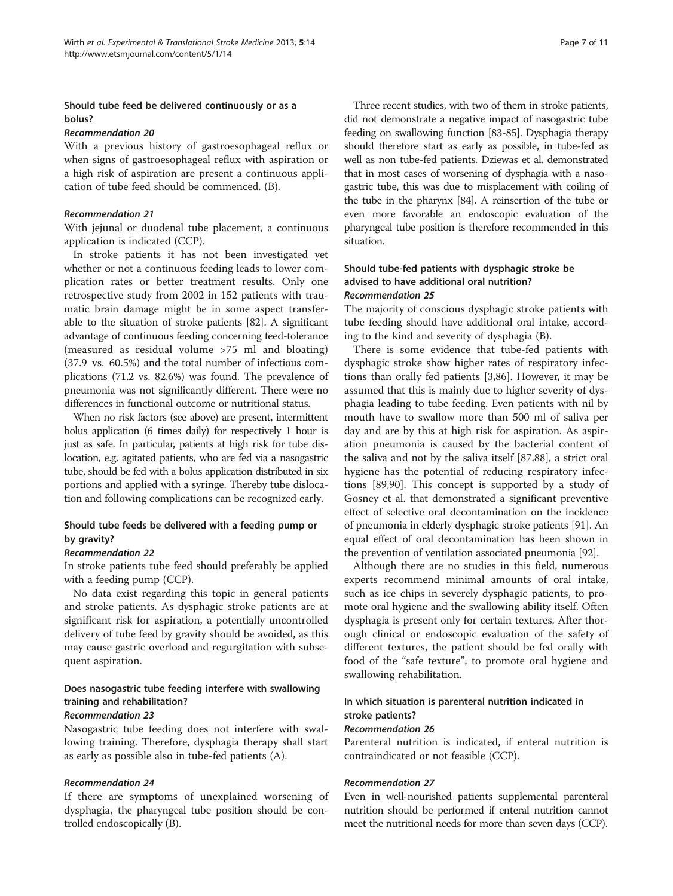### Should tube feed be delivered continuously or as a bolus?

#### *Recommendation 20*

With a previous history of gastroesophageal reflux or when signs of gastroesophageal reflux with aspiration or a high risk of aspiration are present a continuous application of tube feed should be commenced. (B).

#### *Recommendation 21*

With jejunal or duodenal tube placement, a continuous application is indicated (CCP).

In stroke patients it has not been investigated yet whether or not a continuous feeding leads to lower complication rates or better treatment results. Only one retrospective study from 2002 in 152 patients with traumatic brain damage might be in some aspect transferable to the situation of stroke patients [82]. A significant advantage of continuous feeding concerning feed-tolerance (measured as residual volume >75 ml and bloating) (37.9 vs. 60.5%) and the total number of infectious complications (71.2 vs. 82.6%) was found. The prevalence of pneumonia was not significantly different. There were no differences in functional outcome or nutritional status.

When no risk factors (see above) are present, intermittent bolus application (6 times daily) for respectively 1 hour is just as safe. In particular, patients at high risk for tube dislocation, e.g. agitated patients, who are fed via a nasogastric tube, should be fed with a bolus application distributed in six portions and applied with a syringe. Thereby tube dislocation and following complications can be recognized early.

### Should tube feeds be delivered with a feeding pump or by gravity?

#### *Recommendation 22*

In stroke patients tube feed should preferably be applied with a feeding pump (CCP).

No data exist regarding this topic in general patients and stroke patients. As dysphagic stroke patients are at significant risk for aspiration, a potentially uncontrolled delivery of tube feed by gravity should be avoided, as this may cause gastric overload and regurgitation with subsequent aspiration.

### Does nasogastric tube feeding interfere with swallowing training and rehabilitation?

#### *Recommendation 23*

Nasogastric tube feeding does not interfere with swallowing training. Therefore, dysphagia therapy shall start as early as possible also in tube-fed patients (A).

#### *Recommendation 24*

If there are symptoms of unexplained worsening of dysphagia, the pharyngeal tube position should be controlled endoscopically (B).

Three recent studies, with two of them in stroke patients, did not demonstrate a negative impact of nasogastric tube feeding on swallowing function [83-85]. Dysphagia therapy should therefore start as early as possible, in tube-fed as well as non tube-fed patients. Dziewas et al. demonstrated that in most cases of worsening of dysphagia with a nasogastric tube, this was due to misplacement with coiling of the tube in the pharynx [84]. A reinsertion of the tube or even more favorable an endoscopic evaluation of the pharyngeal tube position is therefore recommended in this situation.

### Should tube-fed patients with dysphagic stroke be advised to have additional oral nutrition?

#### *Recommendation 25*

The majority of conscious dysphagic stroke patients with tube feeding should have additional oral intake, according to the kind and severity of dysphagia (B).

There is some evidence that tube-fed patients with dysphagic stroke show higher rates of respiratory infections than orally fed patients [3,86]. However, it may be assumed that this is mainly due to higher severity of dysphagia leading to tube feeding. Even patients with nil by mouth have to swallow more than 500 ml of saliva per day and are by this at high risk for aspiration. As aspiration pneumonia is caused by the bacterial content of the saliva and not by the saliva itself [87,88], a strict oral hygiene has the potential of reducing respiratory infections [89,90]. This concept is supported by a study of Gosney et al. that demonstrated a significant preventive effect of selective oral decontamination on the incidence of pneumonia in elderly dysphagic stroke patients [91]. An equal effect of oral decontamination has been shown in the prevention of ventilation associated pneumonia [92].

Although there are no studies in this field, numerous experts recommend minimal amounts of oral intake, such as ice chips in severely dysphagic patients, to promote oral hygiene and the swallowing ability itself. Often dysphagia is present only for certain textures. After thorough clinical or endoscopic evaluation of the safety of different textures, the patient should be fed orally with food of the "safe texture", to promote oral hygiene and swallowing rehabilitation.

### In which situation is parenteral nutrition indicated in stroke patients?

#### *Recommendation 26*

Parenteral nutrition is indicated, if enteral nutrition is contraindicated or not feasible (CCP).

#### *Recommendation 27*

Even in well-nourished patients supplemental parenteral nutrition should be performed if enteral nutrition cannot meet the nutritional needs for more than seven days (CCP).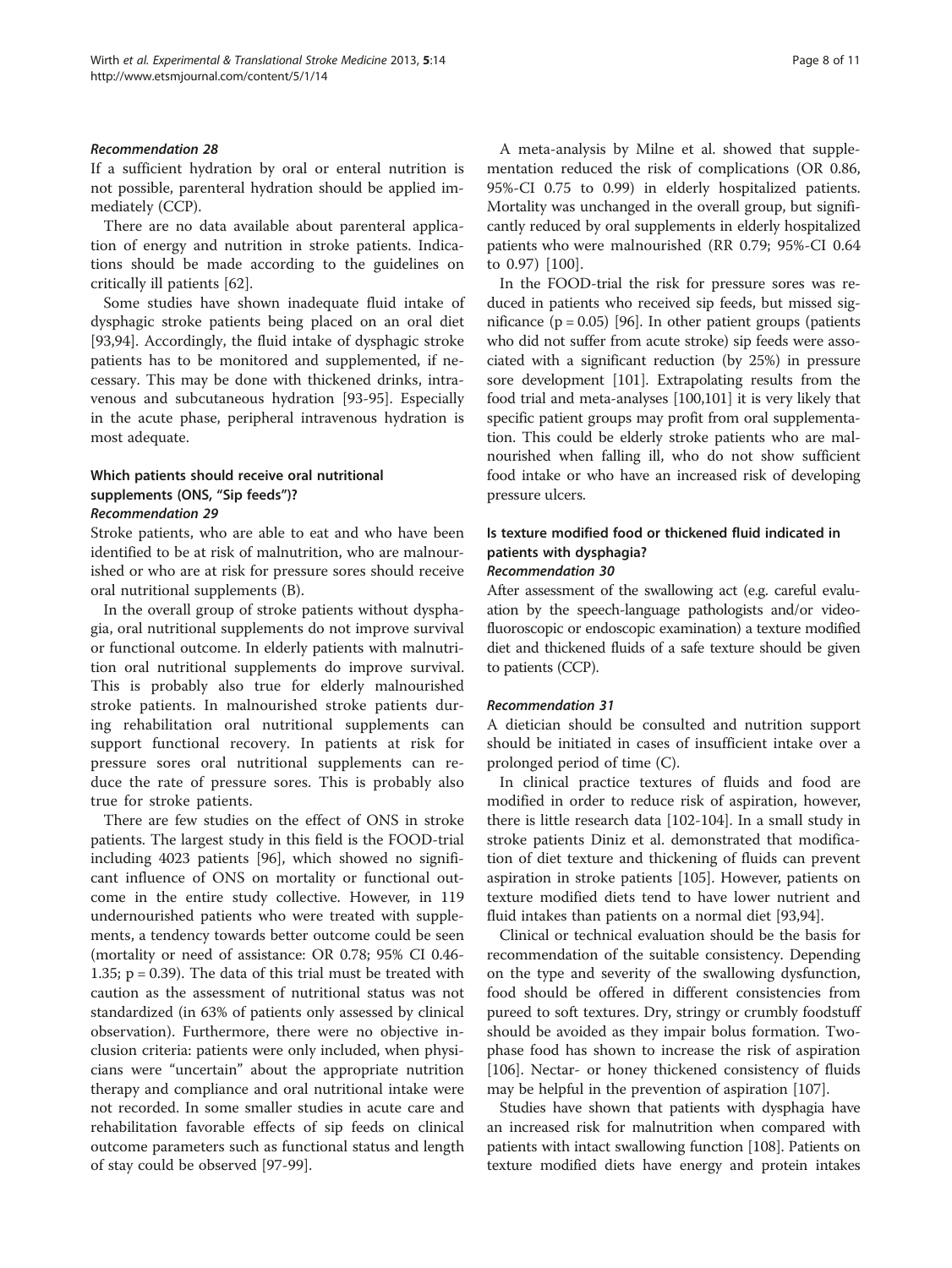#### *Recommendation 28*

If a sufficient hydration by oral or enteral nutrition is not possible, parenteral hydration should be applied immediately (CCP).

There are no data available about parenteral application of energy and nutrition in stroke patients. Indications should be made according to the guidelines on critically ill patients [62].

Some studies have shown inadequate fluid intake of dysphagic stroke patients being placed on an oral diet [93,94]. Accordingly, the fluid intake of dysphagic stroke patients has to be monitored and supplemented, if necessary. This may be done with thickened drinks, intravenous and subcutaneous hydration [93-95]. Especially in the acute phase, peripheral intravenous hydration is most adequate.

### Which patients should receive oral nutritional supplements (ONS, "Sip feeds")?

#### *Recommendation 29*

Stroke patients, who are able to eat and who have been identified to be at risk of malnutrition, who are malnourished or who are at risk for pressure sores should receive oral nutritional supplements (B).

In the overall group of stroke patients without dysphagia, oral nutritional supplements do not improve survival or functional outcome. In elderly patients with malnutrition oral nutritional supplements do improve survival. This is probably also true for elderly malnourished stroke patients. In malnourished stroke patients during rehabilitation oral nutritional supplements can support functional recovery. In patients at risk for pressure sores oral nutritional supplements can reduce the rate of pressure sores. This is probably also true for stroke patients.

There are few studies on the effect of ONS in stroke patients. The largest study in this field is the FOOD-trial including 4023 patients [96], which showed no significant influence of ONS on mortality or functional outcome in the entire study collective. However, in 119 undernourished patients who were treated with supplements, a tendency towards better outcome could be seen (mortality or need of assistance: OR 0.78; 95% CI 0.46-1.35; $p = 0.39$). The data of this trial must be treated with caution as the assessment of nutritional status was not standardized (in 63% of patients only assessed by clinical observation). Furthermore, there were no objective inclusion criteria: patients were only included, when physicians were "uncertain" about the appropriate nutrition therapy and compliance and oral nutritional intake were not recorded. In some smaller studies in acute care and rehabilitation favorable effects of sip feeds on clinical outcome parameters such as functional status and length of stay could be observed [97-99].

A meta-analysis by Milne et al. showed that supplementation reduced the risk of complications (OR 0.86, 95%-CI 0.75 to 0.99) in elderly hospitalized patients. Mortality was unchanged in the overall group, but significantly reduced by oral supplements in elderly hospitalized patients who were malnourished (RR 0.79; 95%-CI 0.64 to 0.97) [100].

In the FOOD-trial the risk for pressure sores was reduced in patients who received sip feeds, but missed significance ($p = 0.05$) [96]. In other patient groups (patients who did not suffer from acute stroke) sip feeds were associated with a significant reduction (by 25%) in pressure sore development [101]. Extrapolating results from the food trial and meta-analyses [100,101] it is very likely that specific patient groups may profit from oral supplementation. This could be elderly stroke patients who are malnourished when falling ill, who do not show sufficient food intake or who have an increased risk of developing pressure ulcers.

### Is texture modified food or thickened fluid indicated in patients with dysphagia?

#### *Recommendation 30*

After assessment of the swallowing act (e.g. careful evaluation by the speech-language pathologists and/or videofluoroscopic or endoscopic examination) a texture modified diet and thickened fluids of a safe texture should be given to patients (CCP).

#### *Recommendation 31*

A dietician should be consulted and nutrition support should be initiated in cases of insufficient intake over a prolonged period of time (C).

In clinical practice textures of fluids and food are modified in order to reduce risk of aspiration, however, there is little research data [102-104]. In a small study in stroke patients Diniz et al. demonstrated that modification of diet texture and thickening of fluids can prevent aspiration in stroke patients [105]. However, patients on texture modified diets tend to have lower nutrient and fluid intakes than patients on a normal diet [93,94].

Clinical or technical evaluation should be the basis for recommendation of the suitable consistency. Depending on the type and severity of the swallowing dysfunction, food should be offered in different consistencies from pureed to soft textures. Dry, stringy or crumbly foodstuff should be avoided as they impair bolus formation. Two-phase food has shown to increase the risk of aspiration [106]. Nectar- or honey thickened consistency of fluids may be helpful in the prevention of aspiration [107].

Studies have shown that patients with dysphagia have an increased risk for malnutrition when compared with patients with intact swallowing function [108]. Patients on texture modified diets have energy and protein intakes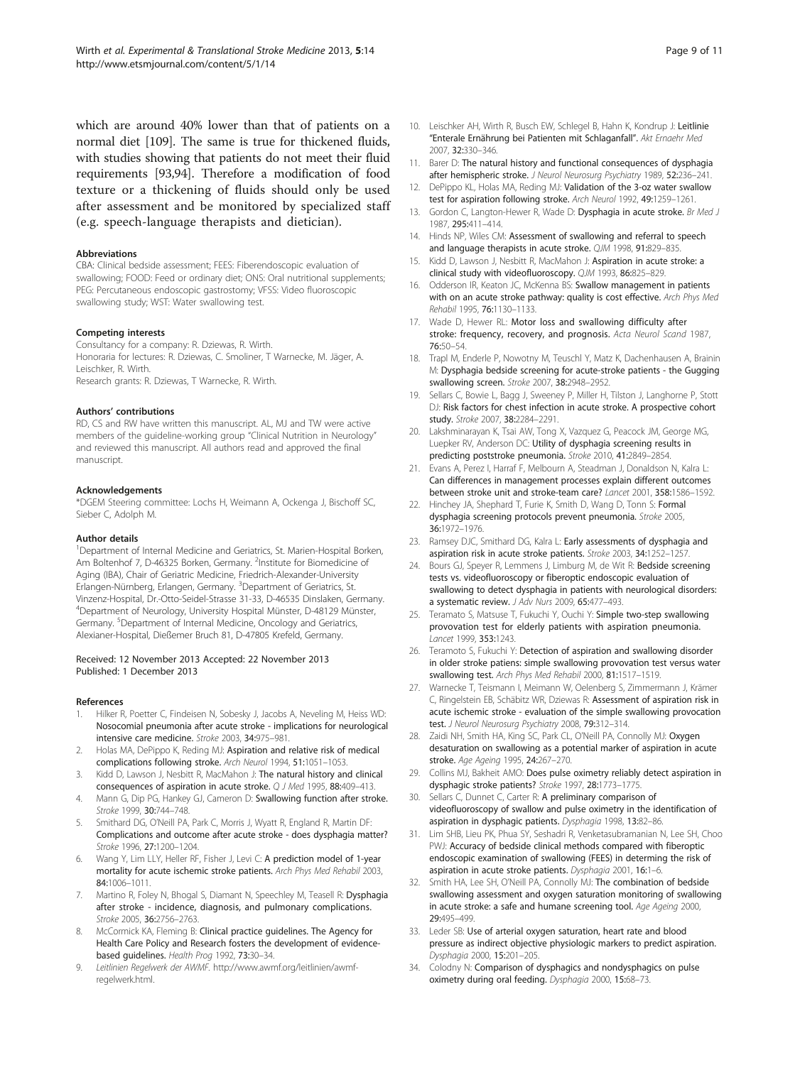which are around 40% lower than that of patients on a normal diet [109]. The same is true for thickened fluids, with studies showing that patients do not meet their fluid requirements [93,94]. Therefore a modification of food texture or a thickening of fluids should only be used after assessment and be monitored by specialized staff (e.g. speech-language therapists and dietician).

#### Abbreviations

CBA: Clinical bedside assessment; FEES: Fiberendoscopic evaluation of swallowing; FOOD: Feed or ordinary diet; ONS: Oral nutritional supplements; PEG: Percutaneous endoscopic gastrostomy; VFSS: Video fluoroscopic swallowing study; WST: Water swallowing test.

#### Competing interests

Consultancy for a company: R. Dziewas, R. Wirth.
Honoraria for lectures: R. Dziewas, C. Smoliner, T Warnecke, M. Jäger, A. Leischker, R. Wirth.
Research grants: R. Dziewas, T Warnecke, R. Wirth.

#### Authors' contributions

RD, CS and RW have written this manuscript. AL, MJ and TW were active members of the guideline-working group "Clinical Nutrition in Neurology" and reviewed this manuscript. All authors read and approved the final manuscript.

#### Acknowledgements

*DGEM Steering committee: Lochs H, Weimann A, Ockenga J, Bischoff SC, Sieber C, Adolph M.

#### Author details

[1]Department of Internal Medicine and Geriatrics, St. Marien-Hospital Borken, Am Boltenhof 7, D-46325 Borken, Germany. [2]Institute for Biomedicine of Aging (IBA), Chair of Geriatric Medicine, Friedrich-Alexander-University Erlangen-Nürnberg, Erlangen, Germany. [3]Department of Geriatrics, St. Vinzenz-Hospital, Dr.-Otto-Seidel-Strasse 31-33, D-46535 Dinslaken, Germany. [4]Department of Neurology, University Hospital Münster, D-48129 Münster, Germany. [5]Department of Internal Medicine, Oncology and Geriatrics, Alexianer-Hospital, Dießemer Bruch 81, D-47805 Krefeld, Germany.

Received: 12 November 2013 Accepted: 22 November 2013
Published: 1 December 2013

#### References

1. Hilker R, Poetter C, Findeisen N, Sobesky J, Jacobs A, Neveling M, Heiss WD: **Nosocomial pneumonia after acute stroke - implications for neurological intensive care medicine.** *Stroke* 2003, **34:**975–981.
2. Holas MA, DePippo K, Reding MJ: **Aspiration and relative risk of medical complications following stroke.** *Arch Neurol* 1994, **51:**1051–1053.
3. Kidd D, Lawson J, Nesbitt R, MacMahon J: **The natural history and clinical consequences of aspiration in acute stroke.** *Q J Med* 1995, **88:**409–413.
4. Mann G, Dip PG, Hankey GJ, Cameron D: **Swallowing function after stroke.** *Stroke* 1999, **30:**744–748.
5. Smithard DG, O'Neill PA, Park C, Morris J, Wyatt R, England R, Martin DF: **Complications and outcome after acute stroke - does dysphagia matter?** *Stroke* 1996, **27:**1200–1204.
6. Wang Y, Lim LLY, Heller RF, Fisher J, Levi C: **A prediction model of 1-year mortality for acute ischemic stroke patients.** *Arch Phys Med Rehabil* 2003, **84:**1006–1011.
7. Martino R, Foley N, Bhogal S, Diamant N, Speechley M, Teasell R: **Dysphagia after stroke - incidence, diagnosis, and pulmonary complications.** *Stroke* 2005, **36:**2756–2763.
8. McCormick KA, Fleming B: **Clinical practice guidelines. The Agency for Health Care Policy and Research fosters the development of evidence-based guidelines.** *Health Prog* 1992, **73:**30–34.
9. *Leitlinien Regelwerk der AWMF.* http://www.awmf.org/leitlinien/awmf-regelwerk.html.
10. Leischker AH, Wirth R, Busch EW, Schlegel B, Hahn K, Kondrup J: **Leitlinie "Enterale Ernährung bei Patienten mit Schlaganfall".** *Akt Ernaehr Med* 2007, **32:**330–346.
11. Barer D: **The natural history and functional consequences of dysphagia after hemispheric stroke.** *J Neurol Neurosurg Psychiatry* 1989, **52:**236–241.
12. DePippo KL, Holas MA, Reding MJ: **Validation of the 3-oz water swallow test for aspiration following stroke.** *Arch Neurol* 1992, **49:**1259–1261.
13. Gordon C, Langton-Hewer R, Wade D: **Dysphagia in acute stroke.** *Br Med J* 1987, **295:**411–414.
14. Hinds NP, Wiles CM: **Assessment of swallowing and referral to speech and language therapists in acute stroke.** *QJM* 1998, **91:**829–835.
15. Kidd D, Lawson J, Nesbitt R, MacMahon J: **Aspiration in acute stroke: a clinical study with videofluoroscopy.** *QJM* 1993, **86:**825–829.
16. Odderson IR, Keaton JC, McKenna BS: **Swallow management in patients with on an acute stroke pathway: quality is cost effective.** *Arch Phys Med Rehabil* 1995, **76:**1130–1133.
17. Wade D, Hewer RL: **Motor loss and swallowing difficulty after stroke: frequency, recovery, and prognosis.** *Acta Neurol Scand* 1987, **76:**50–54.
18. Trapl M, Enderle P, Nowotny M, Teuschl Y, Matz K, Dachenhausen A, Brainin M: **Dysphagia bedside screening for acute-stroke patients - the Gugging swallowing screen.** *Stroke* 2007, **38:**2948–2952.
19. Sellars C, Bowie L, Bagg J, Sweeney P, Miller H, Tilston J, Langhorne P, Stott DJ: **Risk factors for chest infection in acute stroke. A prospective cohort study.** *Stroke* 2007, **38:**2284–2291.
20. Lakshminarayan K, Tsai AW, Tong X, Vazquez G, Peacock JM, George MG, Luepker RV, Anderson DC: **Utility of dysphagia screening results in predicting poststroke pneumonia.** *Stroke* 2010, **41:**2849–2854.
21. Evans A, Perez I, Harraf F, Melbourn A, Steadman J, Donaldson N, Kalra L: **Can differences in management processes explain different outcomes between stroke unit and stroke-team care?** *Lancet* 2001, **358:**1586–1592.
22. Hinchey JA, Shephard T, Furie K, Smith D, Wang D, Tonn S: **Formal dysphagia screening protocols prevent pneumonia.** *Stroke* 2005, **36:**1972–1976.
23. Ramsey DJC, Smithard DG, Kalra L: **Early assessments of dysphagia and aspiration risk in acute stroke patients.** *Stroke* 2003, **34:**1252–1257.
24. Bours GJ, Speyer R, Lemmens J, Limburg M, de Wit R: **Bedside screening tests vs. videofluoroscopy or fiberoptic endoscopic evaluation of swallowing to detect dysphagia in patients with neurological disorders: a systematic review.** *J Adv Nurs* 2009, **65:**477–493.
25. Teramato S, Matsuse T, Fukuchi Y, Ouchi Y: **Simple two-step swallowing provovation test for elderly patients with aspiration pneumonia.** *Lancet* 1999, **353:**1243.
26. Teramoto S, Fukuchi Y: **Detection of aspiration and swallowing disorder in older stroke patiens: simple swallowing provovation test versus water swallowing test.** *Arch Phys Med Rehabil* 2000, **81:**1517–1519.
27. Warnecke T, Teismann I, Meimann W, Oelenberg S, Zimmermann J, Krämer C, Ringelstein EB, Schäbitz WR, Dziewas R: **Assessment of aspiration risk in acute ischemic stroke - evaluation of the simple swallowing provocation test.** *J Neurol Neurosurg Psychiatry* 2008, **79:**312–314.
28. Zaidi NH, Smith HA, King SC, Park CL, O'Neill PA, Connolly MJ: **Oxygen desaturation on swallowing as a potential marker of aspiration in acute stroke.** *Age Ageing* 1995, **24:**267–270.
29. Collins MJ, Bakheit AMO: **Does pulse oximetry reliably detect aspiration in dysphagic stroke patients?** *Stroke* 1997, **28:**1773–1775.
30. Sellars C, Dunnet C, Carter R: **A preliminary comparison of videofluoroscopy of swallow and pulse oximetry in the identification of aspiration in dysphagic patients.** *Dysphagia* 1998, **13:**82–86.
31. Lim SHB, Lieu PK, Phua SY, Seshadri R, Venketasubramanian N, Lee SH, Choo PWJ: **Accuracy of bedside clinical methods compared with fiberoptic endoscopic examination of swallowing (FEES) in determing the risk of aspiration in acute stroke patients.** *Dysphagia* 2001, **16:**1–6.
32. Smith HA, Lee SH, O'Neill PA, Connolly MJ: **The combination of bedside swallowing assessment and oxygen saturation monitoring of swallowing in acute stroke: a safe and humane screening tool.** *Age Ageing* 2000, **29:**495–499.
33. Leder SB: **Use of arterial oxygen saturation, heart rate and blood pressure as indirect objective physiologic markers to predict aspiration.** *Dysphagia* 2000, **15:**201–205.
34. Colodny N: **Comparison of dysphagics and nondysphagics on pulse oximetry during oral feeding.** *Dysphagia* 2000, **15:**68–73.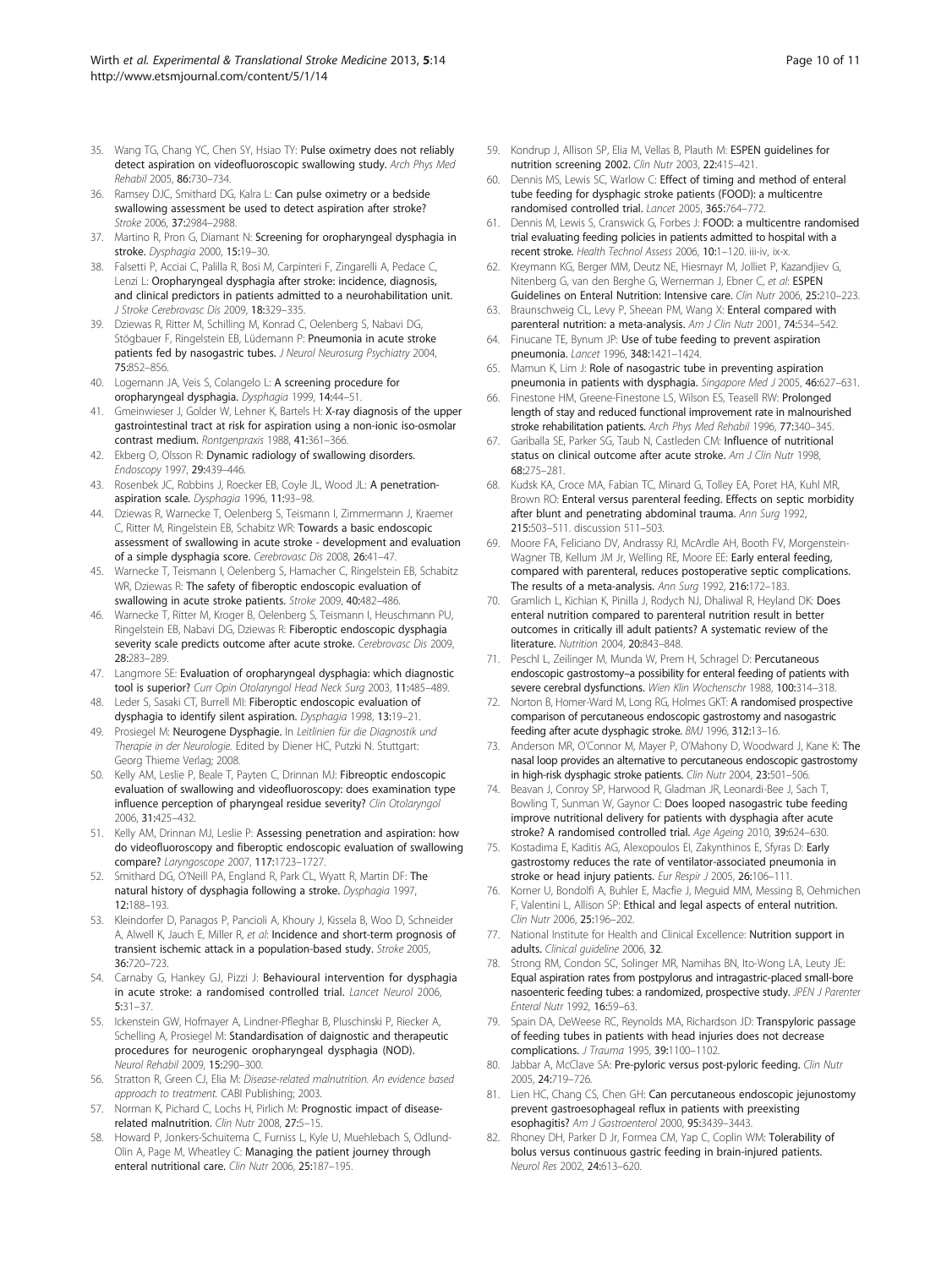35. Wang TG, Chang YC, Chen SY, Hsiao TY: **Pulse oximetry does not reliably detect aspiration on videofluoroscopic swallowing study.** *Arch Phys Med Rehabil* 2005, **86:**730–734.
36. Ramsey DJC, Smithard DG, Kalra L: **Can pulse oximetry or a bedside swallowing assessment be used to detect aspiration after stroke?** *Stroke* 2006, **37:**2984–2988.
37. Martino R, Pron G, Diamant N: **Screening for oropharyngeal dysphagia in stroke.** *Dysphagia* 2000, **15:**19–30.
38. Falsetti P, Acciai C, Palilla R, Bosi M, Carpinteri F, Zingarelli A, Pedace C, Lenzi L: **Oropharyngeal dysphagia after stroke: incidence, diagnosis, and clinical predictors in patients admitted to a neurohabilitation unit.** *J Stroke Cerebrovasc Dis* 2009, **18:**329–335.
39. Dziewas R, Ritter M, Schilling M, Konrad C, Oelenberg S, Nabavi DG, Stögbauer F, Ringelstein EB, Lüdemann P: **Pneumonia in acute stroke patients fed by nasogastric tubes.** *J Neurol Neurosurg Psychiatry* 2004, **75:**852–856.
40. Logemann JA, Veis S, Colangelo L: **A screening procedure for oropharyngeal dysphagia.** *Dysphagia* 1999, **14:**44–51.
41. Gmeinwieser J, Golder W, Lehner K, Bartels H: **X-ray diagnosis of the upper gastrointestinal tract at risk for aspiration using a non-ionic iso-osmolar contrast medium.** *Rontgenpraxis* 1988, **41:**361–366.
42. Ekberg O, Olsson R: **Dynamic radiology of swallowing disorders.** *Endoscopy* 1997, **29:**439–446.
43. Rosenbek JC, Robbins J, Roecker EB, Coyle JL, Wood JL: **A penetration-aspiration scale.** *Dysphagia* 1996, **11:**93–98.
44. Dziewas R, Warnecke T, Oelenberg S, Teismann I, Zimmermann J, Kraemer C, Ritter M, Ringelstein EB, Schabitz WR: **Towards a basic endoscopic assessment of swallowing in acute stroke - development and evaluation of a simple dysphagia score.** *Cerebrovasc Dis* 2008, **26:**41–47.
45. Warnecke T, Teismann I, Oelenberg S, Hamacher C, Ringelstein EB, Schabitz WR, Dziewas R: **The safety of fiberoptic endoscopic evaluation of swallowing in acute stroke patients.** *Stroke* 2009, **40:**482–486.
46. Warnecke T, Ritter M, Kroger B, Oelenberg S, Teismann I, Heuschmann PU, Ringelstein EB, Nabavi DG, Dziewas R: **Fiberoptic endoscopic dysphagia severity scale predicts outcome after acute stroke.** *Cerebrovasc Dis* 2009, **28:**283–289.
47. Langmore SE: **Evaluation of oropharyngeal dysphagia: which diagnostic tool is superior?** *Curr Opin Otolaryngol Head Neck Surg* 2003, **11:**485–489.
48. Leder S, Sasaki CT, Burrell MI: **Fiberoptic endoscopic evaluation of dysphagia to identify silent aspiration.** *Dysphagia* 1998, **13:**19–21.
49. Prosiegel M: **Neurogene Dysphagie.** In *Leitlinien für die Diagnostik und Therapie in der Neurologie.* Edited by Diener HC, Putzki N. Stuttgart: Georg Thieme Verlag; 2008.
50. Kelly AM, Leslie P, Beale T, Payten C, Drinnan MJ: **Fibreoptic endoscopic evaluation of swallowing and videofluoroscopy: does examination type influence perception of pharyngeal residue severity?** *Clin Otolaryngol* 2006, **31:**425–432.
51. Kelly AM, Drinnan MJ, Leslie P: **Assessing penetration and aspiration: how do videofluoroscopy and fiberoptic endoscopic evaluation of swallowing compare?** *Laryngoscope* 2007, **117:**1723–1727.
52. Smithard DG, O'Neill PA, England R, Park CL, Wyatt R, Martin DF: **The natural history of dysphagia following a stroke.** *Dysphagia* 1997, **12:**188–193.
53. Kleindorfer D, Panagos P, Pancioli A, Khoury J, Kissela B, Woo D, Schneider A, Alwell K, Jauch E, Miller R, *et al*: **Incidence and short-term prognosis of transient ischemic attack in a population-based study.** *Stroke* 2005, **36:**720–723.
54. Carnaby G, Hankey GJ, Pizzi J: **Behavioural intervention for dysphagia in acute stroke: a randomised controlled trial.** *Lancet Neurol* 2006, **5:**31–37.
55. Ickenstein GW, Hofmayer A, Lindner-Pfleghar B, Pluschinski P, Riecker A, Schelling A, Prosiegel M: **Standardisation of daignostic and therapeutic procedures for neurogenic oropharyngeal dysphagia (NOD).** *Neurol Rehabil* 2009, **15:**290–300.
56. Stratton R, Green CJ, Elia M: *Disease-related malnutrition. An evidence based approach to treatment.* CABI Publishing; 2003.
57. Norman K, Pichard C, Lochs H, Pirlich M: **Prognostic impact of disease-related malnutrition.** *Clin Nutr* 2008, **27:**5–15.
58. Howard P, Jonkers-Schuitema C, Furniss L, Kyle U, Muehlebach S, Odlund-Olin A, Page M, Wheatley C: **Managing the patient journey through enteral nutritional care.** *Clin Nutr* 2006, **25:**187–195.
59. Kondrup J, Allison SP, Elia M, Vellas B, Plauth M: **ESPEN guidelines for nutrition screening 2002.** *Clin Nutr* 2003, **22:**415–421.
60. Dennis MS, Lewis SC, Warlow C: **Effect of timing and method of enteral tube feeding for dysphagic stroke patients (FOOD): a multicentre randomised controlled trial.** *Lancet* 2005, **365:**764–772.
61. Dennis M, Lewis S, Cranswick G, Forbes J: **FOOD: a multicentre randomised trial evaluating feeding policies in patients admitted to hospital with a recent stroke.** *Health Technol Assess* 2006, **10:**1–120. iii-iv, ix-x.
62. Kreymann KG, Berger MM, Deutz NE, Hiesmayr M, Jolliet P, Kazandjiev G, Nitenberg G, van den Berghe G, Wernerman J, Ebner C, *et al*: **ESPEN Guidelines on Enteral Nutrition: Intensive care.** *Clin Nutr* 2006, **25:**210–223.
63. Braunschweig CL, Levy P, Sheean PM, Wang X: **Enteral compared with parenteral nutrition: a meta-analysis.** *Am J Clin Nutr* 2001, **74:**534–542.
64. Finucane TE, Bynum JP: **Use of tube feeding to prevent aspiration pneumonia.** *Lancet* 1996, **348:**1421–1424.
65. Mamun K, Lim J: **Role of nasogastric tube in preventing aspiration pneumonia in patients with dysphagia.** *Singapore Med J* 2005, **46:**627–631.
66. Finestone HM, Greene-Finestone LS, Wilson ES, Teasell RW: **Prolonged length of stay and reduced functional improvement rate in malnourished stroke rehabilitation patients.** *Arch Phys Med Rehabil* 1996, **77:**340–345.
67. Gariballa SE, Parker SG, Taub N, Castleden CM: **Influence of nutritional status on clinical outcome after acute stroke.** *Am J Clin Nutr* 1998, **68:**275–281.
68. Kudsk KA, Croce MA, Fabian TC, Minard G, Tolley EA, Poret HA, Kuhl MR, Brown RO: **Enteral versus parenteral feeding. Effects on septic morbidity after blunt and penetrating abdominal trauma.** *Ann Surg* 1992, **215:**503–511. discussion 511–503.
69. Moore FA, Feliciano DV, Andrassy RJ, McArdle AH, Booth FV, Morgenstein-Wagner TB, Kellum JM Jr, Welling RE, Moore EE: **Early enteral feeding, compared with parenteral, reduces postoperative septic complications. The results of a meta-analysis.** *Ann Surg* 1992, **216:**172–183.
70. Gramlich L, Kichian K, Pinilla J, Rodych NJ, Dhaliwal R, Heyland DK: **Does enteral nutrition compared to parenteral nutrition result in better outcomes in critically ill adult patients? A systematic review of the literature.** *Nutrition* 2004, **20:**843–848.
71. Peschl L, Zeilinger M, Munda W, Prem H, Schragel D: **Percutaneous endoscopic gastrostomy–a possibility for enteral feeding of patients with severe cerebral dysfunctions.** *Wien Klin Wochenschr* 1988, **100:**314–318.
72. Norton B, Homer-Ward M, Long RG, Holmes GKT: **A randomised prospective comparison of percutaneous endoscopic gastrostomy and nasogastric feeding after acute dysphagic stroke.** *BMJ* 1996, **312:**13–16.
73. Anderson MR, O'Connor M, Mayer P, O'Mahony D, Woodward J, Kane K: **The nasal loop provides an alternative to percutaneous endoscopic gastrostomy in high-risk dysphagic stroke patients.** *Clin Nutr* 2004, **23:**501–506.
74. Beavan J, Conroy SP, Harwood R, Gladman JR, Leonardi-Bee J, Sach T, Bowling T, Sunman W, Gaynor C: **Does looped nasogastric tube feeding improve nutritional delivery for patients with dysphagia after acute stroke? A randomised controlled trial.** *Age Ageing* 2010, **39:**624–630.
75. Kostadima E, Kaditis AG, Alexopoulos EI, Zakynthinos E, Sfyras D: **Early gastrostomy reduces the rate of ventilator-associated pneumonia in stroke or head injury patients.** *Eur Respir J* 2005, **26:**106–111.
76. Korner U, Bondolfi A, Buhler E, Macfie J, Meguid MM, Messing B, Oehmichen F, Valentini L, Allison SP: **Ethical and legal aspects of enteral nutrition.** *Clin Nutr* 2006, **25:**196–202.
77. National Institute for Health and Clinical Excellence: **Nutrition support in adults.** *Clinical guideline* 2006, **32**.
78. Strong RM, Condon SC, Solinger MR, Namihas BN, Ito-Wong LA, Leuty JE: **Equal aspiration rates from postpylorus and intragastric-placed small-bore nasoenteric feeding tubes: a randomized, prospective study.** *JPEN J Parenter Enteral Nutr* 1992, **16:**59–63.
79. Spain DA, DeWeese RC, Reynolds MA, Richardson JD: **Transpyloric passage of feeding tubes in patients with head injuries does not decrease complications.** *J Trauma* 1995, **39:**1100–1102.
80. Jabbar A, McClave SA: **Pre-pyloric versus post-pyloric feeding.** *Clin Nutr* 2005, **24:**719–726.
81. Lien HC, Chang CS, Chen GH: **Can percutaneous endoscopic jejunostomy prevent gastroesophageal reflux in patients with preexisting esophagitis?** *Am J Gastroenterol* 2000, **95:**3439–3443.
82. Rhoney DH, Parker D Jr, Formea CM, Yap C, Coplin WM: **Tolerability of bolus versus continuous gastric feeding in brain-injured patients.** *Neurol Res* 2002, **24:**613–620.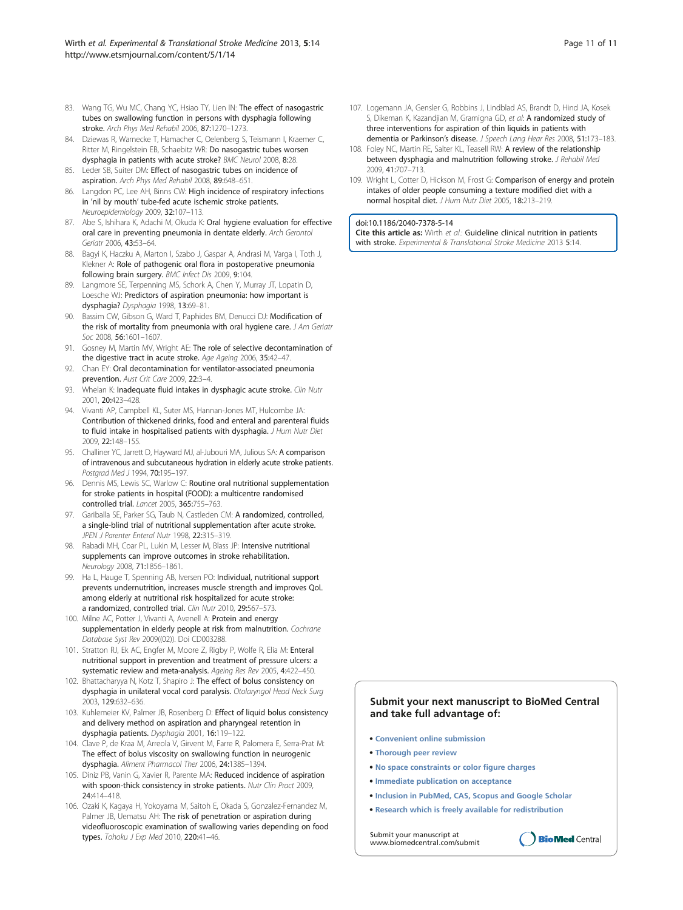83. Wang TG, Wu MC, Chang YC, Hsiao TY, Lien IN: The effect of nasogastric tubes on swallowing function in persons with dysphagia following stroke. *Arch Phys Med Rehabil* 2006, **87**:1270–1273.
84. Dziewas R, Warnecke T, Hamacher C, Oelenberg S, Teismann I, Kraemer C, Ritter M, Ringelstein EB, Schaebitz WR: Do nasogastric tubes worsen dysphagia in patients with acute stroke? *BMC Neurol* 2008, **8**:28.
85. Leder SB, Suiter DM: Effect of nasogastric tubes on incidence of aspiration. *Arch Phys Med Rehabil* 2008, **89**:648–651.
86. Langdon PC, Lee AH, Binns CW: High incidence of respiratory infections in 'nil by mouth' tube-fed acute ischemic stroke patients. *Neuroepidemiology* 2009, **32**:107–113.
87. Abe S, Ishihara K, Adachi M, Okuda K: Oral hygiene evaluation for effective oral care in preventing pneumonia in dentate elderly. *Arch Gerontol Geriatr* 2006, **43**:53–64.
88. Bagyi K, Haczku A, Marton I, Szabo J, Gaspar A, Andrasi M, Varga I, Toth J, Klekner A: Role of pathogenic oral flora in postoperative pneumonia following brain surgery. *BMC Infect Dis* 2009, **9**:104.
89. Langmore SE, Terpenning MS, Schork A, Chen Y, Murray JT, Lopatin D, Loesche WJ: Predictors of aspiration pneumonia: how important is dysphagia? *Dysphagia* 1998, **13**:69–81.
90. Bassim CW, Gibson G, Ward T, Paphides BM, Denucci DJ: Modification of the risk of mortality from pneumonia with oral hygiene care. *J Am Geriatr Soc* 2008, **56**:1601–1607.
91. Gosney M, Martin MV, Wright AE: The role of selective decontamination of the digestive tract in acute stroke. *Age Ageing* 2006, **35**:42–47.
92. Chan EY: Oral decontamination for ventilator-associated pneumonia prevention. *Aust Crit Care* 2009, **22**:3–4.
93. Whelan K: Inadequate fluid intakes in dysphagic acute stroke. *Clin Nutr* 2001, **20**:423–428.
94. Vivanti AP, Campbell KL, Suter MS, Hannan-Jones MT, Hulcombe JA: Contribution of thickened drinks, food and enteral and parenteral fluids to fluid intake in hospitalised patients with dysphagia. *J Hum Nutr Diet* 2009, **22**:148–155.
95. Challiner YC, Jarrett D, Hayward MJ, al-Jubouri MA, Julious SA: A comparison of intravenous and subcutaneous hydration in elderly acute stroke patients. *Postgrad Med J* 1994, **70**:195–197.
96. Dennis MS, Lewis SC, Warlow C: Routine oral nutritional supplementation for stroke patients in hospital (FOOD): a multicentre randomised controlled trial. *Lancet* 2005, **365**:755–763.
97. Gariballa SE, Parker SG, Taub N, Castleden CM: A randomized, controlled, a single-blind trial of nutritional supplementation after acute stroke. *JPEN J Parenter Enteral Nutr* 1998, **22**:315–319.
98. Rabadi MH, Coar PL, Lukin M, Lesser M, Blass JP: Intensive nutritional supplements can improve outcomes in stroke rehabilitation. *Neurology* 2008, **71**:1856–1861.
99. Ha L, Hauge T, Spenning AB, Iversen PO: Individual, nutritional support prevents undernutrition, increases muscle strength and improves QoL among elderly at nutritional risk hospitalized for acute stroke: a randomized, controlled trial. *Clin Nutr* 2010, **29**:567–573.
100. Milne AC, Potter J, Vivanti A, Avenell A: Protein and energy supplementation in elderly people at risk from malnutrition. *Cochrane Database Syst Rev* 2009((02)). Doi CD003288.
101. Stratton RJ, Ek AC, Engfer M, Moore Z, Rigby P, Wolfe R, Elia M: Enteral nutritional support in prevention and treatment of pressure ulcers: a systematic review and meta-analysis. *Ageing Res Rev* 2005, **4**:422–450.
102. Bhattacharyya N, Kotz T, Shapiro J: The effect of bolus consistency on dysphagia in unilateral vocal cord paralysis. *Otolaryngol Head Neck Surg* 2003, **129**:632–636.
103. Kuhlemeier KV, Palmer JB, Rosenberg D: Effect of liquid bolus consistency and delivery method on aspiration and pharyngeal retention in dysphagia patients. *Dysphagia* 2001, **16**:119–122.
104. Clave P, de Kraa M, Arreola V, Girvent M, Farre R, Palomera E, Serra-Prat M: The effect of bolus viscosity on swallowing function in neurogenic dysphagia. *Aliment Pharmacol Ther* 2006, **24**:1385–1394.
105. Diniz PB, Vanin G, Xavier R, Parente MA: Reduced incidence of aspiration with spoon-thick consistency in stroke patients. *Nutr Clin Pract* 2009, **24**:414–418.
106. Ozaki K, Kagaya H, Yokoyama M, Saitoh E, Okada S, Gonzalez-Fernandez M, Palmer JB, Uematsu AH: The risk of penetration or aspiration during videofluoroscopic examination of swallowing varies depending on food types. *Tohoku J Exp Med* 2010, **220**:41–46.
107. Logemann JA, Gensler G, Robbins J, Lindblad AS, Brandt D, Hind JA, Kosek S, Dikeman K, Kazandjian M, Gramigna GD, *et al*: A randomized study of three interventions for aspiration of thin liquids in patients with dementia or Parkinson's disease. *J Speech Lang Hear Res* 2008, **51**:173–183.
108. Foley NC, Martin RE, Salter KL, Teasell RW: A review of the relationship between dysphagia and malnutrition following stroke. *J Rehabil Med* 2009, **41**:707–713.
109. Wright L, Cotter D, Hickson M, Frost G: Comparison of energy and protein intakes of older people consuming a texture modified diet with a normal hospital diet. *J Hum Nutr Diet* 2005, **18**:213–219.

doi:10.1186/2040-7378-5-14
**Cite this article as:** Wirth *et al.*: Guideline clinical nutrition in patients with stroke. *Experimental & Translational Stroke Medicine* 2013 **5**:14.

**Submit your next manuscript to BioMed Central and take full advantage of:**

- **Convenient online submission**
- **Thorough peer review**
- **No space constraints or color figure charges**
- **Immediate publication on acceptance**
- **Inclusion in PubMed, CAS, Scopus and Google Scholar**
- **Research which is freely available for redistribution**

Submit your manuscript at
www.biomedcentral.com/submit

BioMed Central